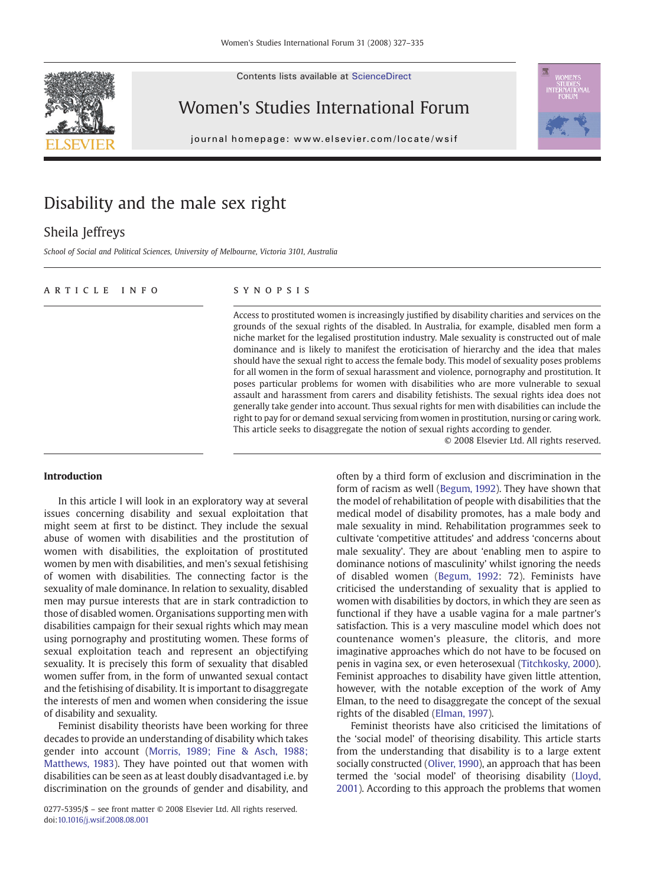Contents lists available at ScienceDirect

# Women's Studies International Forum

journal homepage: www.elsevier.com/locate/wsif

# Disability and the male sex right

Sheila Jeffreys

*School of Social and Political Sciences, University of Melbourne, Victoria 3101, Australia*

ARTICLE INFO

SYNOPSIS

Access to prostituted women is increasingly justified by disability charities and services on the grounds of the sexual rights of the disabled. In Australia, for example, disabled men form a niche market for the legalised prostitution industry. Male sexuality is constructed out of male dominance and is likely to manifest the eroticisation of hierarchy and the idea that males should have the sexual right to access the female body. This model of sexuality poses problems for all women in the form of sexual harassment and violence, pornography and prostitution. It poses particular problems for women with disabilities who are more vulnerable to sexual assault and harassment from carers and disability fetishists. The sexual rights idea does not generally take gender into account. Thus sexual rights for men with disabilities can include the right to pay for or demand sexual servicing from women in prostitution, nursing or caring work. This article seeks to disaggregate the notion of sexual rights according to gender.

© 2008 Elsevier Ltd. All rights reserved.

## Introduction

In this article I will look in an exploratory way at several issues concerning disability and sexual exploitation that might seem at first to be distinct. They include the sexual abuse of women with disabilities and the prostitution of women with disabilities, the exploitation of prostituted women by men with disabilities, and men's sexual fetishising of women with disabilities. The connecting factor is the sexuality of male dominance. In relation to sexuality, disabled men may pursue interests that are in stark contradiction to those of disabled women. Organisations supporting men with disabilities campaign for their sexual rights which may mean using pornography and prostituting women. These forms of sexual exploitation teach and represent an objectifying sexuality. It is precisely this form of sexuality that disabled women suffer from, in the form of unwanted sexual contact and the fetishising of disability. It is important to disaggregate the interests of men and women when considering the issue of disability and sexuality.

Feminist disability theorists have been working for three decades to provide an understanding of disability which takes gender into account (Morris, 1989; Fine & Asch, 1988; Matthews, 1983). They have pointed out that women with disabilities can be seen as at least doubly disadvantaged i.e. by discrimination on the grounds of gender and disability, and often by a third form of exclusion and discrimination in the form of racism as well (Begum, 1992). They have shown that the model of rehabilitation of people with disabilities that the medical model of disability promotes, has a male body and male sexuality in mind. Rehabilitation programmes seek to cultivate 'competitive attitudes' and address 'concerns about male sexuality'. They are about 'enabling men to aspire to dominance notions of masculinity' whilst ignoring the needs of disabled women (Begum, 1992: 72). Feminists have criticised the understanding of sexuality that is applied to women with disabilities by doctors, in which they are seen as functional if they have a usable vagina for a male partner's satisfaction. This is a very masculine model which does not countenance women's pleasure, the clitoris, and more imaginative approaches which do not have to be focused on penis in vagina sex, or even heterosexual (Titchkosky, 2000). Feminist approaches to disability have given little attention, however, with the notable exception of the work of Amy Elman, to the need to disaggregate the concept of the sexual rights of the disabled (Elman, 1997).

Feminist theorists have also criticised the limitations of the 'social model' of theorising disability. This article starts from the understanding that disability is to a large extent socially constructed (Oliver, 1990), an approach that has been termed the 'social model' of theorising disability (Lloyd, 2001). According to this approach the problems that women

0277-5395/$ – see front matter © 2008 Elsevier Ltd. All rights reserved.
doi:10.1016/j.wsif.2008.08.001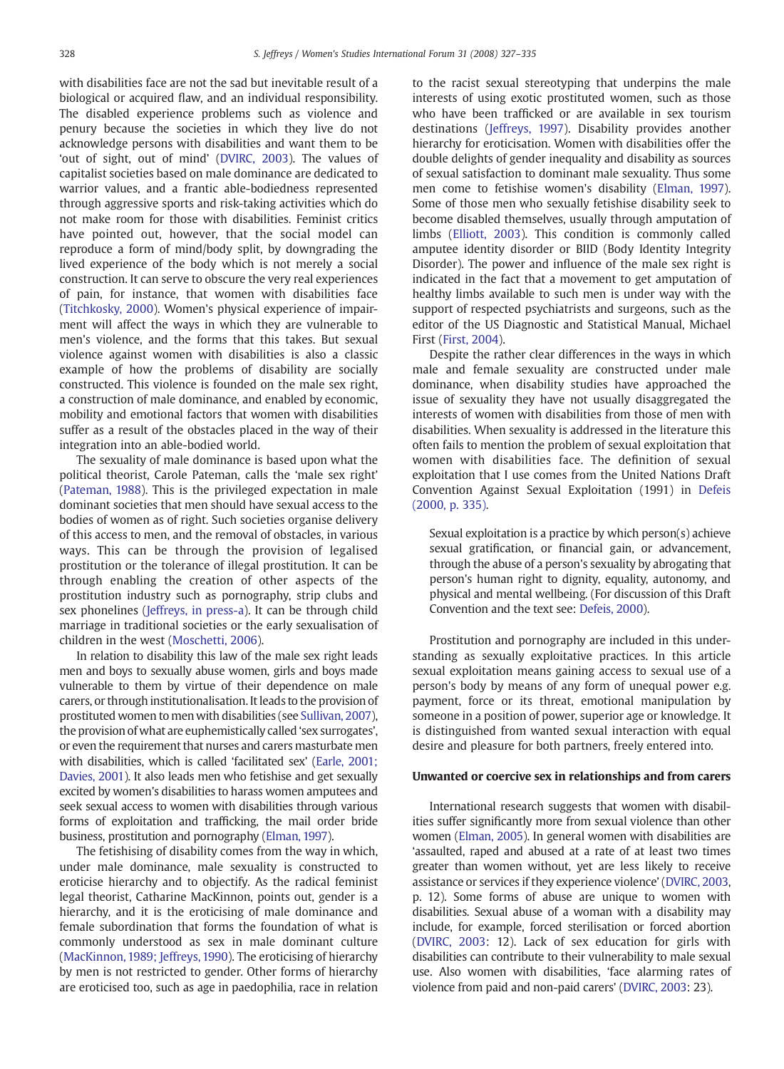with disabilities face are not the sad but inevitable result of a biological or acquired flaw, and an individual responsibility. The disabled experience problems such as violence and penury because the societies in which they live do not acknowledge persons with disabilities and want them to be 'out of sight, out of mind' (DVIRC, 2003). The values of capitalist societies based on male dominance are dedicated to warrior values, and a frantic able-bodiedness represented through aggressive sports and risk-taking activities which do not make room for those with disabilities. Feminist critics have pointed out, however, that the social model can reproduce a form of mind/body split, by downgrading the lived experience of the body which is not merely a social construction. It can serve to obscure the very real experiences of pain, for instance, that women with disabilities face (Titchkosky, 2000). Women's physical experience of impairment will affect the ways in which they are vulnerable to men's violence, and the forms that this takes. But sexual violence against women with disabilities is also a classic example of how the problems of disability are socially constructed. This violence is founded on the male sex right, a construction of male dominance, and enabled by economic, mobility and emotional factors that women with disabilities suffer as a result of the obstacles placed in the way of their integration into an able-bodied world.

The sexuality of male dominance is based upon what the political theorist, Carole Pateman, calls the 'male sex right' (Pateman, 1988). This is the privileged expectation in male dominant societies that men should have sexual access to the bodies of women as of right. Such societies organise delivery of this access to men, and the removal of obstacles, in various ways. This can be through the provision of legalised prostitution or the tolerance of illegal prostitution. It can be through enabling the creation of other aspects of the prostitution industry such as pornography, strip clubs and sex phonelines (Jeffreys, in press-a). It can be through child marriage in traditional societies or the early sexualisation of children in the west (Moschetti, 2006).

In relation to disability this law of the male sex right leads men and boys to sexually abuse women, girls and boys made vulnerable to them by virtue of their dependence on male carers, or through institutionalisation. It leads to the provision of prostituted women to men with disabilities (see Sullivan, 2007), the provision of what are euphemistically called 'sex surrogates', or even the requirement that nurses and carers masturbate men with disabilities, which is called 'facilitated sex' (Earle, 2001; Davies, 2001). It also leads men who fetishise and get sexually excited by women's disabilities to harass women amputees and seek sexual access to women with disabilities through various forms of exploitation and trafficking, the mail order bride business, prostitution and pornography (Elman, 1997).

The fetishising of disability comes from the way in which, under male dominance, male sexuality is constructed to eroticise hierarchy and to objectify. As the radical feminist legal theorist, Catharine MacKinnon, points out, gender is a hierarchy, and it is the eroticising of male dominance and female subordination that forms the foundation of what is commonly understood as sex in male dominant culture (MacKinnon, 1989; Jeffreys, 1990). The eroticising of hierarchy by men is not restricted to gender. Other forms of hierarchy are eroticised too, such as age in paedophilia, race in relation to the racist sexual stereotyping that underpins the male interests of using exotic prostituted women, such as those who have been trafficked or are available in sex tourism destinations (Jeffreys, 1997). Disability provides another hierarchy for eroticisation. Women with disabilities offer the double delights of gender inequality and disability as sources of sexual satisfaction to dominant male sexuality. Thus some men come to fetishise women's disability (Elman, 1997). Some of those men who sexually fetishise disability seek to become disabled themselves, usually through amputation of limbs (Elliott, 2003). This condition is commonly called amputee identity disorder or BIID (Body Identity Integrity Disorder). The power and influence of the male sex right is indicated in the fact that a movement to get amputation of healthy limbs available to such men is under way with the support of respected psychiatrists and surgeons, such as the editor of the US Diagnostic and Statistical Manual, Michael First (First, 2004).

Despite the rather clear differences in the ways in which male and female sexuality are constructed under male dominance, when disability studies have approached the issue of sexuality they have not usually disaggregated the interests of women with disabilities from those of men with disabilities. When sexuality is addressed in the literature this often fails to mention the problem of sexual exploitation that women with disabilities face. The definition of sexual exploitation that I use comes from the United Nations Draft Convention Against Sexual Exploitation (1991) in Defeis (2000, p. 335).

> Sexual exploitation is a practice by which person(s) achieve sexual gratification, or financial gain, or advancement, through the abuse of a person's sexuality by abrogating that person's human right to dignity, equality, autonomy, and physical and mental wellbeing. (For discussion of this Draft Convention and the text see: Defeis, 2000).

Prostitution and pornography are included in this understanding as sexually exploitative practices. In this article sexual exploitation means gaining access to sexual use of a person's body by means of any form of unequal power e.g. payment, force or its threat, emotional manipulation by someone in a position of power, superior age or knowledge. It is distinguished from wanted sexual interaction with equal desire and pleasure for both partners, freely entered into.

## Unwanted or coercive sex in relationships and from carers

International research suggests that women with disabilities suffer significantly more from sexual violence than other women (Elman, 2005). In general women with disabilities are 'assaulted, raped and abused at a rate of at least two times greater than women without, yet are less likely to receive assistance or services if they experience violence' (DVIRC, 2003, p. 12). Some forms of abuse are unique to women with disabilities. Sexual abuse of a woman with a disability may include, for example, forced sterilisation or forced abortion (DVIRC, 2003: 12). Lack of sex education for girls with disabilities can contribute to their vulnerability to male sexual use. Also women with disabilities, 'face alarming rates of violence from paid and non-paid carers' (DVIRC, 2003: 23).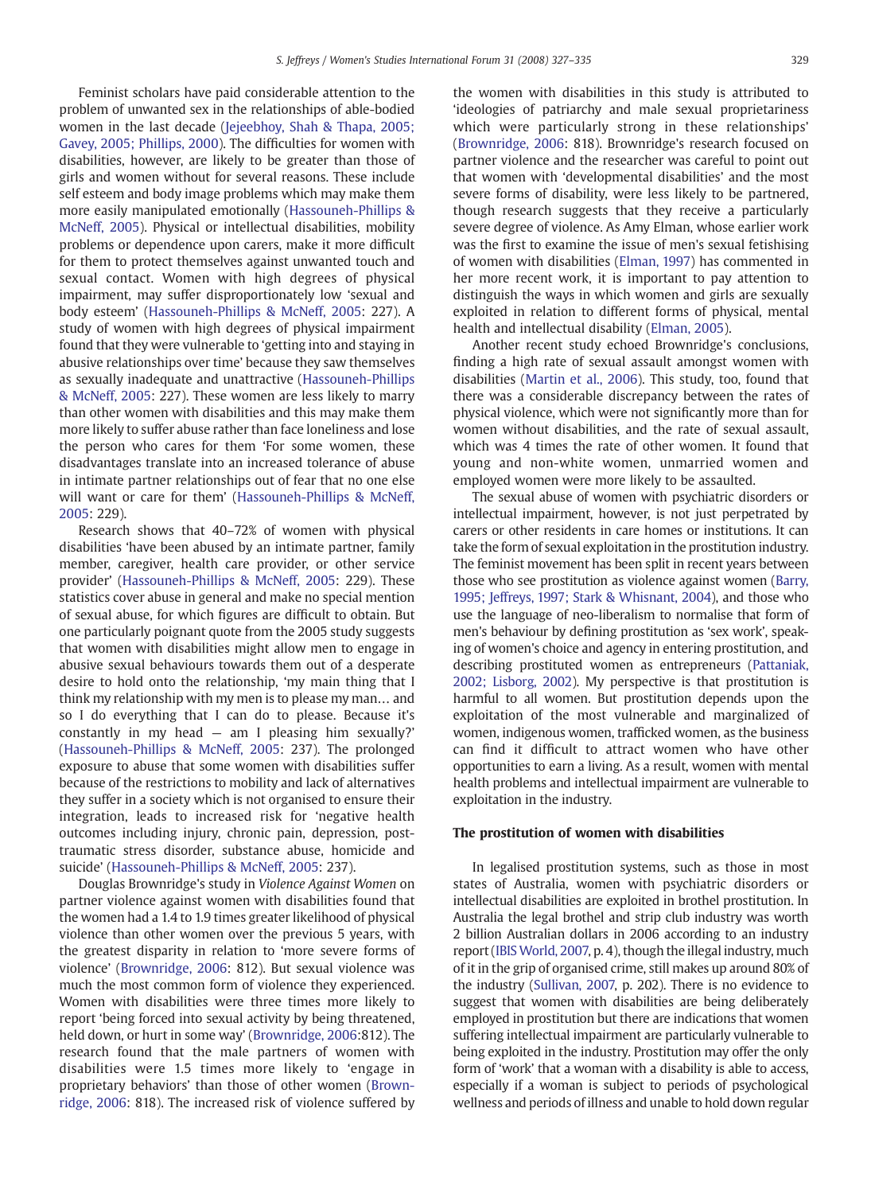Feminist scholars have paid considerable attention to the problem of unwanted sex in the relationships of able-bodied women in the last decade (Jejeebhoy, Shah & Thapa, 2005; Gavey, 2005; Phillips, 2000). The difficulties for women with disabilities, however, are likely to be greater than those of girls and women without for several reasons. These include self esteem and body image problems which may make them more easily manipulated emotionally (Hassouneh-Phillips & McNeff, 2005). Physical or intellectual disabilities, mobility problems or dependence upon carers, make it more difficult for them to protect themselves against unwanted touch and sexual contact. Women with high degrees of physical impairment, may suffer disproportionately low 'sexual and body esteem' (Hassouneh-Phillips & McNeff, 2005: 227). A study of women with high degrees of physical impairment found that they were vulnerable to 'getting into and staying in abusive relationships over time' because they saw themselves as sexually inadequate and unattractive (Hassouneh-Phillips & McNeff, 2005: 227). These women are less likely to marry than other women with disabilities and this may make them more likely to suffer abuse rather than face loneliness and lose the person who cares for them 'For some women, these disadvantages translate into an increased tolerance of abuse in intimate partner relationships out of fear that no one else will want or care for them' (Hassouneh-Phillips & McNeff, 2005: 229).

Research shows that 40–72% of women with physical disabilities 'have been abused by an intimate partner, family member, caregiver, health care provider, or other service provider' (Hassouneh-Phillips & McNeff, 2005: 229). These statistics cover abuse in general and make no special mention of sexual abuse, for which figures are difficult to obtain. But one particularly poignant quote from the 2005 study suggests that women with disabilities might allow men to engage in abusive sexual behaviours towards them out of a desperate desire to hold onto the relationship, 'my main thing that I think my relationship with my men is to please my man… and so I do everything that I can do to please. Because it's constantly in my head — am I pleasing him sexually?' (Hassouneh-Phillips & McNeff, 2005: 237). The prolonged exposure to abuse that some women with disabilities suffer because of the restrictions to mobility and lack of alternatives they suffer in a society which is not organised to ensure their integration, leads to increased risk for 'negative health outcomes including injury, chronic pain, depression, post-traumatic stress disorder, substance abuse, homicide and suicide' (Hassouneh-Phillips & McNeff, 2005: 237).

Douglas Brownridge's study in *Violence Against Women* on partner violence against women with disabilities found that the women had a 1.4 to 1.9 times greater likelihood of physical violence than other women over the previous 5 years, with the greatest disparity in relation to 'more severe forms of violence' (Brownridge, 2006: 812). But sexual violence was much the most common form of violence they experienced. Women with disabilities were three times more likely to report 'being forced into sexual activity by being threatened, held down, or hurt in some way' (Brownridge, 2006:812). The research found that the male partners of women with disabilities were 1.5 times more likely to 'engage in proprietary behaviors' than those of other women (Brownridge, 2006: 818). The increased risk of violence suffered by the women with disabilities in this study is attributed to 'ideologies of patriarchy and male sexual proprietariness which were particularly strong in these relationships' (Brownridge, 2006: 818). Brownridge's research focused on partner violence and the researcher was careful to point out that women with 'developmental disabilities' and the most severe forms of disability, were less likely to be partnered, though research suggests that they receive a particularly severe degree of violence. As Amy Elman, whose earlier work was the first to examine the issue of men's sexual fetishising of women with disabilities (Elman, 1997) has commented in her more recent work, it is important to pay attention to distinguish the ways in which women and girls are sexually exploited in relation to different forms of physical, mental health and intellectual disability (Elman, 2005).

Another recent study echoed Brownridge's conclusions, finding a high rate of sexual assault amongst women with disabilities (Martin et al., 2006). This study, too, found that there was a considerable discrepancy between the rates of physical violence, which were not significantly more than for women without disabilities, and the rate of sexual assault, which was 4 times the rate of other women. It found that young and non-white women, unmarried women and employed women were more likely to be assaulted.

The sexual abuse of women with psychiatric disorders or intellectual impairment, however, is not just perpetrated by carers or other residents in care homes or institutions. It can take the form of sexual exploitation in the prostitution industry. The feminist movement has been split in recent years between those who see prostitution as violence against women (Barry, 1995; Jeffreys, 1997; Stark & Whisnant, 2004), and those who use the language of neo-liberalism to normalise that form of men's behaviour by defining prostitution as 'sex work', speaking of women's choice and agency in entering prostitution, and describing prostituted women as entrepreneurs (Pattaniak, 2002; Lisborg, 2002). My perspective is that prostitution is harmful to all women. But prostitution depends upon the exploitation of the most vulnerable and marginalized of women, indigenous women, trafficked women, as the business can find it difficult to attract women who have other opportunities to earn a living. As a result, women with mental health problems and intellectual impairment are vulnerable to exploitation in the industry.

## The prostitution of women with disabilities

In legalised prostitution systems, such as those in most states of Australia, women with psychiatric disorders or intellectual disabilities are exploited in brothel prostitution. In Australia the legal brothel and strip club industry was worth 2 billion Australian dollars in 2006 according to an industry report (IBIS World, 2007, p. 4), though the illegal industry, much of it in the grip of organised crime, still makes up around 80% of the industry (Sullivan, 2007, p. 202). There is no evidence to suggest that women with disabilities are being deliberately employed in prostitution but there are indications that women suffering intellectual impairment are particularly vulnerable to being exploited in the industry. Prostitution may offer the only form of 'work' that a woman with a disability is able to access, especially if a woman is subject to periods of psychological wellness and periods of illness and unable to hold down regular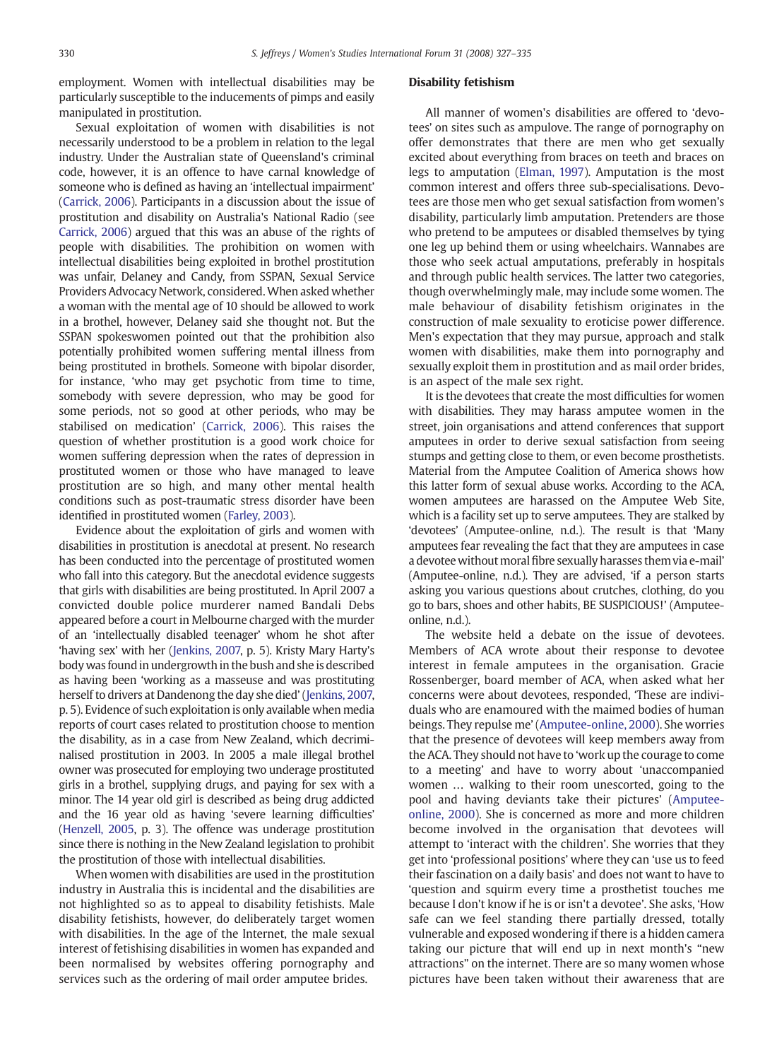employment. Women with intellectual disabilities may be particularly susceptible to the inducements of pimps and easily manipulated in prostitution.

Sexual exploitation of women with disabilities is not necessarily understood to be a problem in relation to the legal industry. Under the Australian state of Queensland's criminal code, however, it is an offence to have carnal knowledge of someone who is defined as having an 'intellectual impairment' (Carrick, 2006). Participants in a discussion about the issue of prostitution and disability on Australia's National Radio (see Carrick, 2006) argued that this was an abuse of the rights of people with disabilities. The prohibition on women with intellectual disabilities being exploited in brothel prostitution was unfair, Delaney and Candy, from SSPAN, Sexual Service Providers Advocacy Network, considered. When asked whether a woman with the mental age of 10 should be allowed to work in a brothel, however, Delaney said she thought not. But the SSPAN spokeswomen pointed out that the prohibition also potentially prohibited women suffering mental illness from being prostituted in brothels. Someone with bipolar disorder, for instance, 'who may get psychotic from time to time, somebody with severe depression, who may be good for some periods, not so good at other periods, who may be stabilised on medication' (Carrick, 2006). This raises the question of whether prostitution is a good work choice for women suffering depression when the rates of depression in prostituted women or those who have managed to leave prostitution are so high, and many other mental health conditions such as post-traumatic stress disorder have been identified in prostituted women (Farley, 2003).

Evidence about the exploitation of girls and women with disabilities in prostitution is anecdotal at present. No research has been conducted into the percentage of prostituted women who fall into this category. But the anecdotal evidence suggests that girls with disabilities are being prostituted. In April 2007 a convicted double police murderer named Bandali Debs appeared before a court in Melbourne charged with the murder of an 'intellectually disabled teenager' whom he shot after 'having sex' with her (Jenkins, 2007, p. 5). Kristy Mary Harty's body was found in undergrowth in the bush and she is described as having been 'working as a masseuse and was prostituting herself to drivers at Dandenong the day she died' (Jenkins, 2007, p. 5). Evidence of such exploitation is only available when media reports of court cases related to prostitution choose to mention the disability, as in a case from New Zealand, which decriminalised prostitution in 2003. In 2005 a male illegal brothel owner was prosecuted for employing two underage prostituted girls in a brothel, supplying drugs, and paying for sex with a minor. The 14 year old girl is described as being drug addicted and the 16 year old as having 'severe learning difficulties' (Henzell, 2005, p. 3). The offence was underage prostitution since there is nothing in the New Zealand legislation to prohibit the prostitution of those with intellectual disabilities.

When women with disabilities are used in the prostitution industry in Australia this is incidental and the disabilities are not highlighted so as to appeal to disability fetishists. Male disability fetishists, however, do deliberately target women with disabilities. In the age of the Internet, the male sexual interest of fetishising disabilities in women has expanded and been normalised by websites offering pornography and services such as the ordering of mail order amputee brides.

## Disability fetishism

All manner of women's disabilities are offered to 'devotees' on sites such as ampulove. The range of pornography on offer demonstrates that there are men who get sexually excited about everything from braces on teeth and braces on legs to amputation (Elman, 1997). Amputation is the most common interest and offers three sub-specialisations. Devotees are those men who get sexual satisfaction from women's disability, particularly limb amputation. Pretenders are those who pretend to be amputees or disabled themselves by tying one leg up behind them or using wheelchairs. Wannabes are those who seek actual amputations, preferably in hospitals and through public health services. The latter two categories, though overwhelmingly male, may include some women. The male behaviour of disability fetishism originates in the construction of male sexuality to eroticise power difference. Men's expectation that they may pursue, approach and stalk women with disabilities, make them into pornography and sexually exploit them in prostitution and as mail order brides, is an aspect of the male sex right.

It is the devotees that create the most difficulties for women with disabilities. They may harass amputee women in the street, join organisations and attend conferences that support amputees in order to derive sexual satisfaction from seeing stumps and getting close to them, or even become prosthetists. Material from the Amputee Coalition of America shows how this latter form of sexual abuse works. According to the ACA, women amputees are harassed on the Amputee Web Site, which is a facility set up to serve amputees. They are stalked by 'devotees' (Amputee-online, n.d.). The result is that 'Many amputees fear revealing the fact that they are amputees in case a devotee without moral fibre sexually harasses them via e-mail' (Amputee-online, n.d.). They are advised, 'if a person starts asking you various questions about crutches, clothing, do you go to bars, shoes and other habits, BE SUSPICIOUS!' (Amputee-online, n.d.).

The website held a debate on the issue of devotees. Members of ACA wrote about their response to devotee interest in female amputees in the organisation. Gracie Rossenberger, board member of ACA, when asked what her concerns were about devotees, responded, 'These are individuals who are enamoured with the maimed bodies of human beings. They repulse me' (Amputee-online, 2000). She worries that the presence of devotees will keep members away from the ACA. They should not have to 'work up the courage to come to a meeting' and have to worry about 'unaccompanied women … walking to their room unescorted, going to the pool and having deviants take their pictures' (Amputee-online, 2000). She is concerned as more and more children become involved in the organisation that devotees will attempt to 'interact with the children'. She worries that they get into 'professional positions' where they can 'use us to feed their fascination on a daily basis' and does not want to have to 'question and squirm every time a prosthetist touches me because I don't know if he is or isn't a devotee'. She asks, 'How safe can we feel standing there partially dressed, totally vulnerable and exposed wondering if there is a hidden camera taking our picture that will end up in next month's "new attractions" on the internet. There are so many women whose pictures have been taken without their awareness that are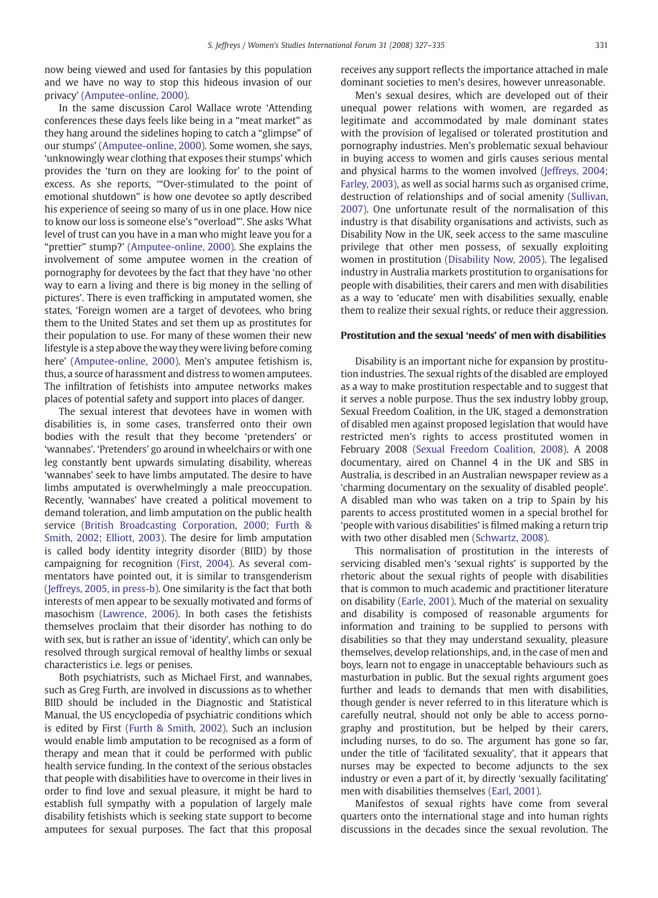now being viewed and used for fantasies by this population and we have no way to stop this hideous invasion of our privacy' (Amputee-online, 2000).

In the same discussion Carol Wallace wrote 'Attending conferences these days feels like being in a "meat market" as they hang around the sidelines hoping to catch a "glimpse" of our stumps' (Amputee-online, 2000). Some women, she says, 'unknowingly wear clothing that exposes their stumps' which provides the 'turn on they are looking for' to the point of excess. As she reports, '"Over-stimulated to the point of emotional shutdown" is how one devotee so aptly described his experience of seeing so many of us in one place. How nice to know our loss is someone else's "overload"'. She asks 'What level of trust can you have in a man who might leave you for a "prettier" stump?' (Amputee-online, 2000). She explains the involvement of some amputee women in the creation of pornography for devotees by the fact that they have 'no other way to earn a living and there is big money in the selling of pictures'. There is even trafficking in amputated women, she states, 'Foreign women are a target of devotees, who bring them to the United States and set them up as prostitutes for their population to use. For many of these women their new lifestyle is a step above the way they were living before coming here' (Amputee-online, 2000). Men's amputee fetishism is, thus, a source of harassment and distress to women amputees. The infiltration of fetishists into amputee networks makes places of potential safety and support into places of danger.

The sexual interest that devotees have in women with disabilities is, in some cases, transferred onto their own bodies with the result that they become 'pretenders' or 'wannabes'. 'Pretenders' go around in wheelchairs or with one leg constantly bent upwards simulating disability, whereas 'wannabes' seek to have limbs amputated. The desire to have limbs amputated is overwhelmingly a male preoccupation. Recently, 'wannabes' have created a political movement to demand toleration, and limb amputation on the public health service (British Broadcasting Corporation, 2000; Furth & Smith, 2002; Elliott, 2003). The desire for limb amputation is called body identity integrity disorder (BIID) by those campaigning for recognition (First, 2004). As several commentators have pointed out, it is similar to transgenderism (Jeffreys, 2005, in press-b). One similarity is the fact that both interests of men appear to be sexually motivated and forms of masochism (Lawrence, 2006). In both cases the fetishists themselves proclaim that their disorder has nothing to do with sex, but is rather an issue of 'identity', which can only be resolved through surgical removal of healthy limbs or sexual characteristics i.e. legs or penises.

Both psychiatrists, such as Michael First, and wannabes, such as Greg Furth, are involved in discussions as to whether BIID should be included in the Diagnostic and Statistical Manual, the US encyclopedia of psychiatric conditions which is edited by First (Furth & Smith, 2002). Such an inclusion would enable limb amputation to be recognised as a form of therapy and mean that it could be performed with public health service funding. In the context of the serious obstacles that people with disabilities have to overcome in their lives in order to find love and sexual pleasure, it might be hard to establish full sympathy with a population of largely male disability fetishists which is seeking state support to become amputees for sexual purposes. The fact that this proposal receives any support reflects the importance attached in male dominant societies to men's desires, however unreasonable.

Men's sexual desires, which are developed out of their unequal power relations with women, are regarded as legitimate and accommodated by male dominant states with the provision of legalised or tolerated prostitution and pornography industries. Men's problematic sexual behaviour in buying access to women and girls causes serious mental and physical harms to the women involved (Jeffreys, 2004; Farley, 2003), as well as social harms such as organised crime, destruction of relationships and of social amenity (Sullivan, 2007). One unfortunate result of the normalisation of this industry is that disability organisations and activists, such as Disability Now in the UK, seek access to the same masculine privilege that other men possess, of sexually exploiting women in prostitution (Disability Now, 2005). The legalised industry in Australia markets prostitution to organisations for people with disabilities, their carers and men with disabilities as a way to 'educate' men with disabilities sexually, enable them to realize their sexual rights, or reduce their aggression.

## Prostitution and the sexual 'needs' of men with disabilities

Disability is an important niche for expansion by prostitution industries. The sexual rights of the disabled are employed as a way to make prostitution respectable and to suggest that it serves a noble purpose. Thus the sex industry lobby group, Sexual Freedom Coalition, in the UK, staged a demonstration of disabled men against proposed legislation that would have restricted men's rights to access prostituted women in February 2008 (Sexual Freedom Coalition, 2008). A 2008 documentary, aired on Channel 4 in the UK and SBS in Australia, is described in an Australian newspaper review as a 'charming documentary on the sexuality of disabled people'. A disabled man who was taken on a trip to Spain by his parents to access prostituted women in a special brothel for 'people with various disabilities' is filmed making a return trip with two other disabled men (Schwartz, 2008).

This normalisation of prostitution in the interests of servicing disabled men's 'sexual rights' is supported by the rhetoric about the sexual rights of people with disabilities that is common to much academic and practitioner literature on disability (Earle, 2001). Much of the material on sexuality and disability is composed of reasonable arguments for information and training to be supplied to persons with disabilities so that they may understand sexuality, pleasure themselves, develop relationships, and, in the case of men and boys, learn not to engage in unacceptable behaviours such as masturbation in public. But the sexual rights argument goes further and leads to demands that men with disabilities, though gender is never referred to in this literature which is carefully neutral, should not only be able to access pornography and prostitution, but be helped by their carers, including nurses, to do so. The argument has gone so far, under the title of 'facilitated sexuality', that it appears that nurses may be expected to become adjuncts to the sex industry or even a part of it, by directly 'sexually facilitating' men with disabilities themselves (Earl, 2001).

Manifestos of sexual rights have come from several quarters onto the international stage and into human rights discussions in the decades since the sexual revolution. The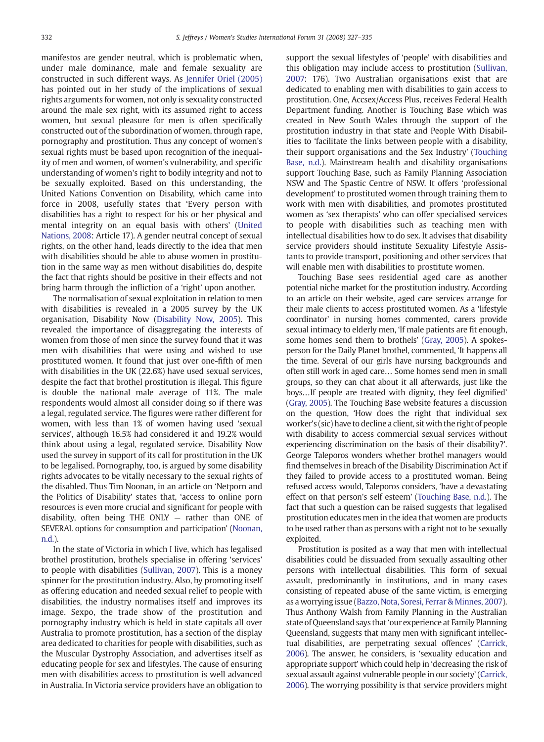manifestos are gender neutral, which is problematic when, under male dominance, male and female sexuality are constructed in such different ways. As Jennifer Oriel (2005) has pointed out in her study of the implications of sexual rights arguments for women, not only is sexuality constructed around the male sex right, with its assumed right to access women, but sexual pleasure for men is often specifically constructed out of the subordination of women, through rape, pornography and prostitution. Thus any concept of women's sexual rights must be based upon recognition of the inequality of men and women, of women's vulnerability, and specific understanding of women's right to bodily integrity and not to be sexually exploited. Based on this understanding, the United Nations Convention on Disability, which came into force in 2008, usefully states that 'Every person with disabilities has a right to respect for his or her physical and mental integrity on an equal basis with others' (United Nations, 2008: Article 17). A gender neutral concept of sexual rights, on the other hand, leads directly to the idea that men with disabilities should be able to abuse women in prostitution in the same way as men without disabilities do, despite the fact that rights should be positive in their effects and not bring harm through the infliction of a 'right' upon another.

The normalisation of sexual exploitation in relation to men with disabilities is revealed in a 2005 survey by the UK organisation, Disability Now (Disability Now, 2005). This revealed the importance of disaggregating the interests of women from those of men since the survey found that it was men with disabilities that were using and wished to use prostituted women. It found that just over one-fifth of men with disabilities in the UK (22.6%) have used sexual services, despite the fact that brothel prostitution is illegal. This figure is double the national male average of 11%. The male respondents would almost all consider doing so if there was a legal, regulated service. The figures were rather different for women, with less than 1% of women having used 'sexual services', although 16.5% had considered it and 19.2% would think about using a legal, regulated service. Disability Now used the survey in support of its call for prostitution in the UK to be legalised. Pornography, too, is argued by some disability rights advocates to be vitally necessary to the sexual rights of the disabled. Thus Tim Noonan, in an article on 'Netporn and the Politics of Disability' states that, 'access to online porn resources is even more crucial and significant for people with disability, often being THE ONLY — rather than ONE of SEVERAL options for consumption and participation' (Noonan, n.d.).

In the state of Victoria in which I live, which has legalised brothel prostitution, brothels specialise in offering 'services' to people with disabilities (Sullivan, 2007). This is a money spinner for the prostitution industry. Also, by promoting itself as offering education and needed sexual relief to people with disabilities, the industry normalises itself and improves its image. Sexpo, the trade show of the prostitution and pornography industry which is held in state capitals all over Australia to promote prostitution, has a section of the display area dedicated to charities for people with disabilities, such as the Muscular Dystrophy Association, and advertises itself as educating people for sex and lifestyles. The cause of ensuring men with disabilities access to prostitution is well advanced in Australia. In Victoria service providers have an obligation to support the sexual lifestyles of 'people' with disabilities and this obligation may include access to prostitution (Sullivan, 2007: 176). Two Australian organisations exist that are dedicated to enabling men with disabilities to gain access to prostitution. One, Accsex/Access Plus, receives Federal Health Department funding. Another is Touching Base which was created in New South Wales through the support of the prostitution industry in that state and People With Disabilities to 'facilitate the links between people with a disability, their support organisations and the Sex Industry' (Touching Base, n.d.). Mainstream health and disability organisations support Touching Base, such as Family Planning Association NSW and The Spastic Centre of NSW. It offers 'professional development' to prostituted women through training them to work with men with disabilities, and promotes prostituted women as 'sex therapists' who can offer specialised services to people with disabilities such as teaching men with intellectual disabilities how to do sex. It advises that disability service providers should institute Sexuality Lifestyle Assistants to provide transport, positioning and other services that will enable men with disabilities to prostitute women.

Touching Base sees residential aged care as another potential niche market for the prostitution industry. According to an article on their website, aged care services arrange for their male clients to access prostituted women. As a 'lifestyle coordinator' in nursing homes commented, carers provide sexual intimacy to elderly men, 'If male patients are fit enough, some homes send them to brothels' (Gray, 2005). A spokesperson for the Daily Planet brothel, commented, 'It happens all the time. Several of our girls have nursing backgrounds and often still work in aged care… Some homes send men in small groups, so they can chat about it all afterwards, just like the boys…If people are treated with dignity, they feel dignified' (Gray, 2005). The Touching Base website features a discussion on the question, 'How does the right that individual sex worker's (sic) have to decline a client, sit with the right of people with disability to access commercial sexual services without experiencing discrimination on the basis of their disability?'. George Taleporos wonders whether brothel managers would find themselves in breach of the Disability Discrimination Act if they failed to provide access to a prostituted woman. Being refused access would, Taleporos considers, 'have a devastating effect on that person's self esteem' (Touching Base, n.d.). The fact that such a question can be raised suggests that legalised prostitution educates men in the idea that women are products to be used rather than as persons with a right not to be sexually exploited.

Prostitution is posited as a way that men with intellectual disabilities could be dissuaded from sexually assaulting other persons with intellectual disabilities. This form of sexual assault, predominantly in institutions, and in many cases consisting of repeated abuse of the same victim, is emerging as a worrying issue (Bazzo, Nota, Soresi, Ferrar & Minnes, 2007). Thus Anthony Walsh from Family Planning in the Australian state of Queensland says that 'our experience at Family Planning Queensland, suggests that many men with significant intellectual disabilities, are perpetrating sexual offences' (Carrick, 2006). The answer, he considers, is 'sexuality education and appropriate support' which could help in 'decreasing the risk of sexual assault against vulnerable people in our society' (Carrick, 2006). The worrying possibility is that service providers might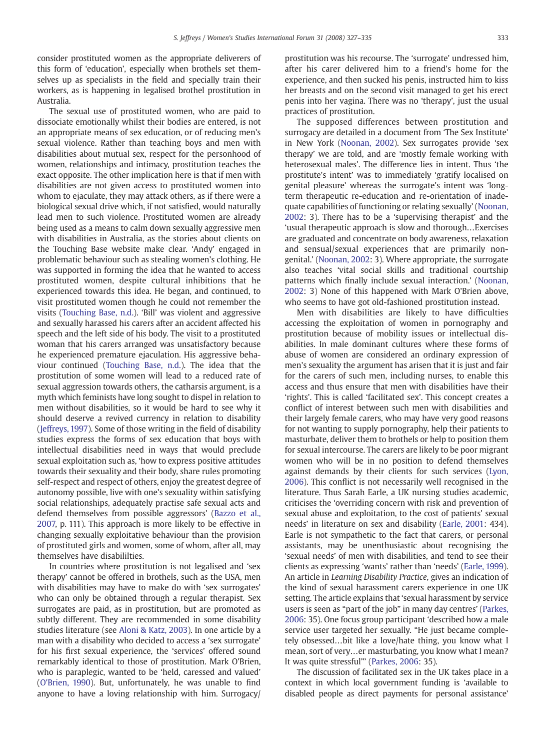consider prostituted women as the appropriate deliverers of this form of 'education', especially when brothels set themselves up as specialists in the field and specially train their workers, as is happening in legalised brothel prostitution in Australia.

The sexual use of prostituted women, who are paid to dissociate emotionally whilst their bodies are entered, is not an appropriate means of sex education, or of reducing men's sexual violence. Rather than teaching boys and men with disabilities about mutual sex, respect for the personhood of women, relationships and intimacy, prostitution teaches the exact opposite. The other implication here is that if men with disabilities are not given access to prostituted women into whom to ejaculate, they may attack others, as if there were a biological sexual drive which, if not satisfied, would naturally lead men to such violence. Prostituted women are already being used as a means to calm down sexually aggressive men with disabilities in Australia, as the stories about clients on the Touching Base website make clear. 'Andy' engaged in problematic behaviour such as stealing women's clothing. He was supported in forming the idea that he wanted to access prostituted women, despite cultural inhibitions that he experienced towards this idea. He began, and continued, to visit prostituted women though he could not remember the visits (Touching Base, n.d.). 'Bill' was violent and aggressive and sexually harassed his carers after an accident affected his speech and the left side of his body. The visit to a prostituted woman that his carers arranged was unsatisfactory because he experienced premature ejaculation. His aggressive behaviour continued (Touching Base, n.d.). The idea that the prostitution of some women will lead to a reduced rate of sexual aggression towards others, the catharsis argument, is a myth which feminists have long sought to dispel in relation to men without disabilities, so it would be hard to see why it should deserve a revived currency in relation to disability (Jeffreys, 1997). Some of those writing in the field of disability studies express the forms of sex education that boys with intellectual disabilities need in ways that would preclude sexual exploitation such as, 'how to express positive attitudes towards their sexuality and their body, share rules promoting self-respect and respect of others, enjoy the greatest degree of autonomy possible, live with one's sexuality within satisfying social relationships, adequately practise safe sexual acts and defend themselves from possible aggressors' (Bazzo et al., 2007, p. 111). This approach is more likely to be effective in changing sexually exploitative behaviour than the provision of prostituted girls and women, some of whom, after all, may themselves have disabililties.

In countries where prostitution is not legalised and 'sex therapy' cannot be offered in brothels, such as the USA, men with disabilities may have to make do with 'sex surrogates' who can only be obtained through a regular therapist. Sex surrogates are paid, as in prostitution, but are promoted as subtly different. They are recommended in some disability studies literature (see Aloni & Katz, 2003). In one article by a man with a disability who decided to access a 'sex surrogate' for his first sexual experience, the 'services' offered sound remarkably identical to those of prostitution. Mark O'Brien, who is paraplegic, wanted to be 'held, caressed and valued' (O'Brien, 1990). But, unfortunately, he was unable to find anyone to have a loving relationship with him. Surrogacy/prostitution was his recourse. The 'surrogate' undressed him, after his carer delivered him to a friend's home for the experience, and then sucked his penis, instructed him to kiss her breasts and on the second visit managed to get his erect penis into her vagina. There was no 'therapy', just the usual practices of prostitution.

The supposed differences between prostitution and surrogacy are detailed in a document from 'The Sex Institute' in New York (Noonan, 2002). Sex surrogates provide 'sex therapy' we are told, and are 'mostly female working with heterosexual males'. The difference lies in intent. Thus 'the prostitute's intent' was to immediately 'gratify localised on genital pleasure' whereas the surrogate's intent was 'long-term therapeutic re-education and re-orientation of inadequate capabilities of functioning or relating sexually' (Noonan, 2002: 3). There has to be a 'supervising therapist' and the 'usual therapeutic approach is slow and thorough…Exercises are graduated and concentrate on body awareness, relaxation and sensual/sexual experiences that are primarily non-genital.' (Noonan, 2002: 3). Where appropriate, the surrogate also teaches 'vital social skills and traditional courtship patterns which finally include sexual interaction.' (Noonan, 2002: 3) None of this happened with Mark O'Brien above, who seems to have got old-fashioned prostitution instead.

Men with disabilities are likely to have difficulties accessing the exploitation of women in pornography and prostitution because of mobility issues or intellectual disabilities. In male dominant cultures where these forms of abuse of women are considered an ordinary expression of men's sexuality the argument has arisen that it is just and fair for the carers of such men, including nurses, to enable this access and thus ensure that men with disabilities have their 'rights'. This is called 'facilitated sex'. This concept creates a conflict of interest between such men with disabilities and their largely female carers, who may have very good reasons for not wanting to supply pornography, help their patients to masturbate, deliver them to brothels or help to position them for sexual intercourse. The carers are likely to be poor migrant women who will be in no position to defend themselves against demands by their clients for such services (Lyon, 2006). This conflict is not necessarily well recognised in the literature. Thus Sarah Earle, a UK nursing studies academic, criticises the 'overriding concern with risk and prevention of sexual abuse and exploitation, to the cost of patients' sexual needs' in literature on sex and disability (Earle, 2001: 434). Earle is not sympathetic to the fact that carers, or personal assistants, may be unenthusiastic about recognising the 'sexual needs' of men with disabilities, and tend to see their clients as expressing 'wants' rather than 'needs' (Earle, 1999). An article in *Learning Disability Practice*, gives an indication of the kind of sexual harassment carers experience in one UK setting. The article explains that 'sexual harassment by service users is seen as "part of the job" in many day centres' (Parkes, 2006: 35). One focus group participant 'described how a male service user targeted her sexually. "He just became completely obsessed…bit like a love/hate thing, you know what I mean, sort of very…er masturbating, you know what I mean? It was quite stressful"' (Parkes, 2006: 35).

The discussion of facilitated sex in the UK takes place in a context in which local government funding is 'available to disabled people as direct payments for personal assistance'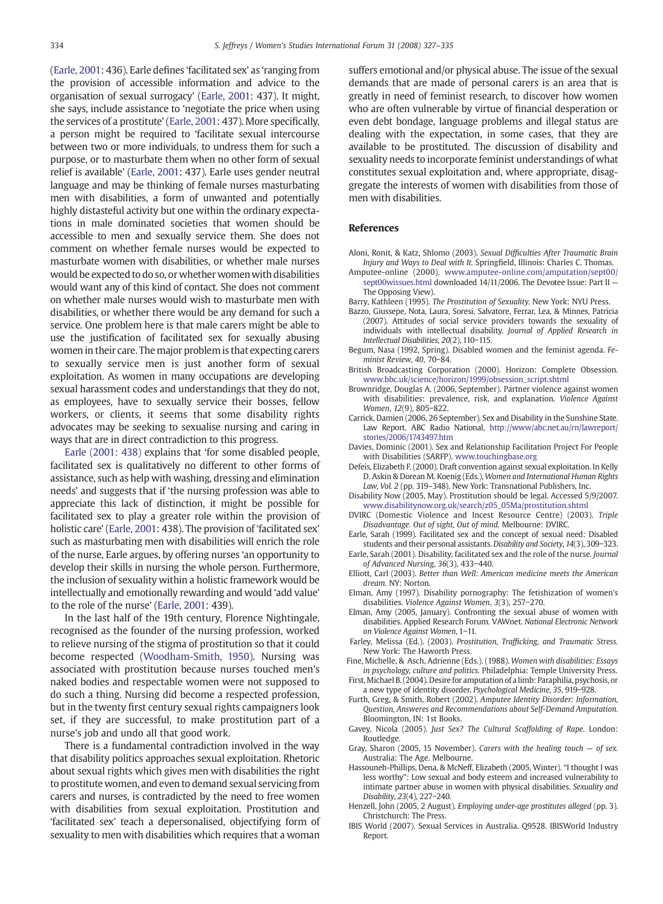(Earle, 2001: 436). Earle defines 'facilitated sex' as 'ranging from the provision of accessible information and advice to the organisation of sexual surrogacy' (Earle, 2001: 437). It might, she says, include assistance to 'negotiate the price when using the services of a prostitute' (Earle, 2001: 437). More specifically, a person might be required to 'facilitate sexual intercourse between two or more individuals, to undress them for such a purpose, or to masturbate them when no other form of sexual relief is available' (Earle, 2001: 437). Earle uses gender neutral language and may be thinking of female nurses masturbating men with disabilities, a form of unwanted and potentially highly distasteful activity but one within the ordinary expectations in male dominated societies that women should be accessible to men and sexually service them. She does not comment on whether female nurses would be expected to masturbate women with disabilities, or whether male nurses would be expected to do so, or whether women with disabilities would want any of this kind of contact. She does not comment on whether male nurses would wish to masturbate men with disabilities, or whether there would be any demand for such a service. One problem here is that male carers might be able to use the justification of facilitated sex for sexually abusing women in their care. The major problem is that expecting carers to sexually service men is just another form of sexual exploitation. As women in many occupations are developing sexual harassment codes and understandings that they do not, as employees, have to sexually service their bosses, fellow workers, or clients, it seems that some disability rights advocates may be seeking to sexualise nursing and caring in ways that are in direct contradiction to this progress.

Earle (2001: 438) explains that 'for some disabled people, facilitated sex is qualitatively no different to other forms of assistance, such as help with washing, dressing and elimination needs' and suggests that if 'the nursing profession was able to appreciate this lack of distinction, it might be possible for facilitated sex to play a greater role within the provision of holistic care' (Earle, 2001: 438). The provision of 'facilitated sex' such as masturbating men with disabilities will enrich the role of the nurse, Earle argues, by offering nurses 'an opportunity to develop their skills in nursing the whole person. Furthermore, the inclusion of sexuality within a holistic framework would be intellectually and emotionally rewarding and would 'add value' to the role of the nurse' (Earle, 2001: 439).

In the last half of the 19th century, Florence Nightingale, recognised as the founder of the nursing profession, worked to relieve nursing of the stigma of prostitution so that it could become respected (Woodham-Smith, 1950). Nursing was associated with prostitution because nurses touched men's naked bodies and respectable women were not supposed to do such a thing. Nursing did become a respected profession, but in the twenty first century sexual rights campaigners look set, if they are successful, to make prostitution part of a nurse's job and undo all that good work.

There is a fundamental contradiction involved in the way that disability politics approaches sexual exploitation. Rhetoric about sexual rights which gives men with disabilities the right to prostitute women, and even to demand sexual servicing from carers and nurses, is contradicted by the need to free women with disabilities from sexual exploitation. Prostitution and 'facilitated sex' teach a depersonalised, objectifying form of sexuality to men with disabilities which requires that a woman suffers emotional and/or physical abuse. The issue of the sexual demands that are made of personal carers is an area that is greatly in need of feminist research, to discover how women who are often vulnerable by virtue of financial desperation or even debt bondage, language problems and illegal status are dealing with the expectation, in some cases, that they are available to be prostituted. The discussion of disability and sexuality needs to incorporate feminist understandings of what constitutes sexual exploitation and, where appropriate, disaggregate the interests of women with disabilities from those of men with disabilities.

## References

Aloni, Ronit, & Katz, Shlomo (2003). *Sexual Difficulties After Traumatic Brain Injury and Ways to Deal with It.* Springfield, Illinois: Charles C. Thomas.

Amputee-online (2000). www.amputee-online.com/amputation/sept00/sept00wissues.html downloaded 14/11/2006. The Devotee Issue: Part II — The Opposing View).

Barry, Kathleen (1995). *The Prostitution of Sexuality.* New York: NYU Press.

Bazzo, Giussepe, Nota, Laura, Soresi, Salvatore, Ferrar, Lea, & Minnes, Patricia (2007). Attitudes of social service providers towards the sexuality of individuals with intellectual disability. *Journal of Applied Research in Intellectual Disabilities*, *20*(2), 110–115.

Begum, Nasa (1992, Spring). Disabled women and the feminist agenda. *Feminist Review*, *40*, 70–84.

British Broadcasting Corporation (2000). Horizon: Complete Obsession. www.bbc.uk/science/horizon/1999/obsession_script.shtml

Brownridge, Douglas A. (2006, September). Partner violence against women with disabilities: prevalence, risk, and explanation. *Violence Against Women*, *12*(9), 805–822.

Carrick, Damien (2006, 26 September). Sex and Disability in the Sunshine State. Law Report. ABC Radio National, http://www/abc.net.au/rn/lawreport/stories/2006/1743497.htm

Davies, Dominic (2001). Sex and Relationship Facilitation Project For People with Disabilities (SARFP). www.touchingbase.org

Defeis, Elizabeth F. (2000). Draft convention against sexual exploitation. In Kelly D. Askin & Dorean M. Koenig (Eds.), *Women and International Human Rights Law*, *Vol. 2* (pp. 319–348). New York: Transnational Publishers, Inc.

Disability Now (2005, May). Prostitution should be legal. Accessed 5/9/2007. www.disabilitynow.org.uk/search/z05_05Ma/prostitution.shtml

DVIRC (Domestic Violence and Incest Resource Centre) (2003). *Triple Disadvantage. Out of sight, Out of mind.* Melbourne: DVIRC.

Earle, Sarah (1999). Facilitated sex and the concept of sexual need: Disabled students and their personal assistants. *Disability and Society*, *14*(3), 309–323.

Earle, Sarah (2001). Disability, facilitated sex and the role of the nurse. *Journal of Advanced Nursing*, *36*(3), 433–440.

Elliott, Carl (2003). *Better than Well: American medicine meets the American dream.* NY: Norton.

Elman, Amy (1997). Disability pornography: The fetishization of women's disabilities. *Violence Against Women*, *3*(3), 257–270.

Elman, Amy (2005, January). Confronting the sexual abuse of women with disabilities. Applied Research Forum. VAWnet. *National Electronic Network on Violence Against Women*, 1–11.

Farley, Melissa (Ed.). (2003). *Prostitution, Trafficking, and Traumatic Stress.* New York: The Haworth Press.

Fine, Michelle, & Asch, Adrienne (Eds.). (1988). *Women with disabilities: Essays in psychology, culture and politics.* Philadelphia: Temple University Press.

First, Michael B. (2004). Desire for amputation of a limb: Paraphilia, psychosis, or a new type of identity disorder. *Psychological Medicine*, *35*, 919–928.

Furth, Greg, & Smith, Robert (2002). *Amputee Identity Disorder: Information, Question, Answeres and Recommendations about Self-Demand Amputation.* Bloomington, IN: 1st Books.

Gavey, Nicola (2005). *Just Sex? The Cultural Scaffolding of Rape.* London: Routledge.

Gray, Sharon (2005, 15 November). *Carers with the healing touch — of sex.* Australia: The Age. Melbourne.

Hassouneh-Phillips, Dena, & McNeff, Elizabeth (2005, Winter). "I thought I was less worthy": Low sexual and body esteem and increased vulnerability to intimate partner abuse in women with physical disabilities. *Sexuality and Disability*, *23*(4), 227–240.

Henzell, John (2005, 2 August). *Employing under-age prostitutes alleged* (pp. 3). Christchurch: The Press.

IBIS World (2007). Sexual Services in Australia. Q9528. IBISWorld Industry Report.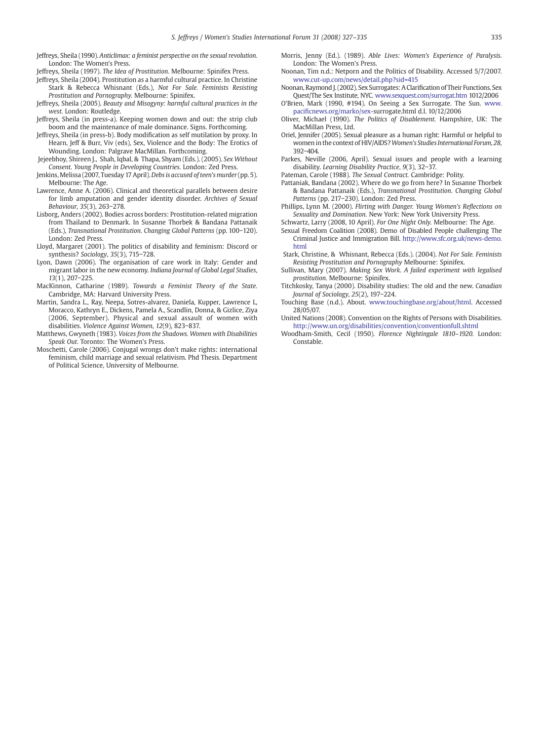Jeffreys, Sheila (1990). *Anticlimax: a feminist perspective on the sexual revolution.* London: The Women's Press.

Jeffreys, Sheila (1997). *The Idea of Prostitution.* Melbourne: Spinifex Press.

Jeffreys, Sheila (2004). Prostitution as a harmful cultural practice. In Christine Stark & Rebecca Whisnant (Eds.), *Not For Sale. Feminists Resisting Prostitution and Pornography.* Melbourne: Spinifex.

Jeffreys, Sheila (2005). *Beauty and Misogyny: harmful cultural practices in the west.* London: Routledge.

Jeffreys, Sheila (in press-a). Keeping women down and out: the strip club boom and the maintenance of male dominance. Signs. Forthcoming.

Jeffreys, Sheila (in press-b). Body modification as self mutilation by proxy. In Hearn, Jeff & Burr, Viv (eds), Sex, Violence and the Body: The Erotics of Wounding. London: Palgrave MacMillan. Forthcoming.

Jejeebhoy, Shireen J., Shah, Iqbal, & Thapa, Shyam (Eds.). (2005). *Sex Without Consent. Young People in Developing Countries.* London: Zed Press.

Jenkins, Melissa (2007, Tuesday 17 April). *Debs is accused of teen's murder* (pp. 5). Melbourne: The Age.

Lawrence, Anne A. (2006). Clinical and theoretical parallels between desire for limb amputation and gender identity disorder. *Archives of Sexual Behaviour*, *35*(3), 263–278.

Lisborg, Anders (2002). Bodies across borders: Prostitution-related migration from Thailand to Denmark. In Susanne Thorbek & Bandana Pattanaik (Eds.), *Transnational Prostitution. Changing Global Patterns* (pp. 100–120). London: Zed Press.

Lloyd, Margaret (2001). The politics of disability and feminism: Discord or synthesis? *Sociology*, *35*(3), 715–728.

Lyon, Dawn (2006). The organisation of care work in Italy: Gender and migrant labor in the new economy. *Indiana Journal of Global Legal Studies*, *13*(1), 207–225.

MacKinnon, Catharine (1989). *Towards a Feminist Theory of the State.* Cambridge, MA: Harvard University Press.

Martin, Sandra L., Ray, Neepa, Sotres-alvarez, Daniela, Kupper, Lawrence L, Moracco, Kathryn E., Dickens, Pamela A., Scandlin, Donna, & Gizlice, Ziya (2006, September). Physical and sexual assault of women with disabilities. *Violence Against Women*, *12*(9), 823–837.

Matthews, Gwyneth (1983). *Voices from the Shadows. Women with Disabilities Speak Out.* Toronto: The Women's Press.

Moschetti, Carole (2006). Conjugal wrongs don't make rights: international feminism, child marriage and sexual relativism. Phd Thesis. Department of Political Science, University of Melbourne.

Morris, Jenny (Ed.). (1989). *Able Lives: Women's Experience of Paralysis.* London: The Women's Press.

Noonan, Tim n.d.: Netporn and the Politics of Disability. Accessed 5/7/2007. www.cut-up.com/news/detail.php?sid=415

Noonan, Raymond J. (2002). Sex Surrogates: A Clarification of Their Functions. Sex Quest/The Sex Institute, NYC. www.sexquest.com/surrogat.htm 1012/2006

O'Brien, Mark (1990, #194). On Seeing a Sex Surrogate. The Sun. www.pacificnews.org/marko/sex-surrogate.html d.l. 10/12/2006

Oliver, Michael (1990). *The Politics of Disablement.* Hampshire, UK: The MacMillan Press, Ltd.

Oriel, Jennifer (2005). Sexual pleasure as a human right: Harmful or helpful to women in the context of HIV/AIDS? *Women's Studies International Forum*, *28*, 392–404.

Parkes, Neville (2006, April). Sexual issues and people with a learning disability. *Learning Disability Practice*, *9*(3), 32–37.

Pateman, Carole (1988). *The Sexual Contract.* Cambridge: Polity.

Pattaniak, Bandana (2002). Where do we go from here? In Susanne Thorbek & Bandana Pattanaik (Eds.), *Transnational Prostitution. Changing Global Patterns* (pp. 217–230). London: Zed Press.

Phillips, Lynn M. (2000). *Flirting with Danger. Young Women's Reflections on Sexuality and Domination.* New York: New York University Press.

Schwartz, Larry (2008, 10 April). *For One Night Only.* Melbourne: The Age.

Sexual Freedom Coalition (2008). Demo of Disabled People challenging The Criminal Justice and Immigration Bill. http://www.sfc.org.uk/news-demo.html

Stark, Christine, & Whisnant, Rebecca (Eds.). (2004). *Not For Sale. Feminists Resisting Prostitution and Pornography* Melbourne: Spinifex.

Sullivan, Mary (2007). *Making Sex Work. A failed experiment with legalised prostitution.* Melbourne: Spinifex.

Titchkosky, Tanya (2000). Disability studies: The old and the new. *Canadian Journal of Sociology*, *25*(2), 197–224.

Touching Base (n.d.). About. www.touchingbase.org/about/html. Accessed 28/05/07.

United Nations (2008). Convention on the Rights of Persons with Disabilities. http://www.un.org/disabilities/convention/conventionfull.shtml

Woodham-Smith, Cecil (1950). *Florence Nightingale 1810–1920.* London: Constable.